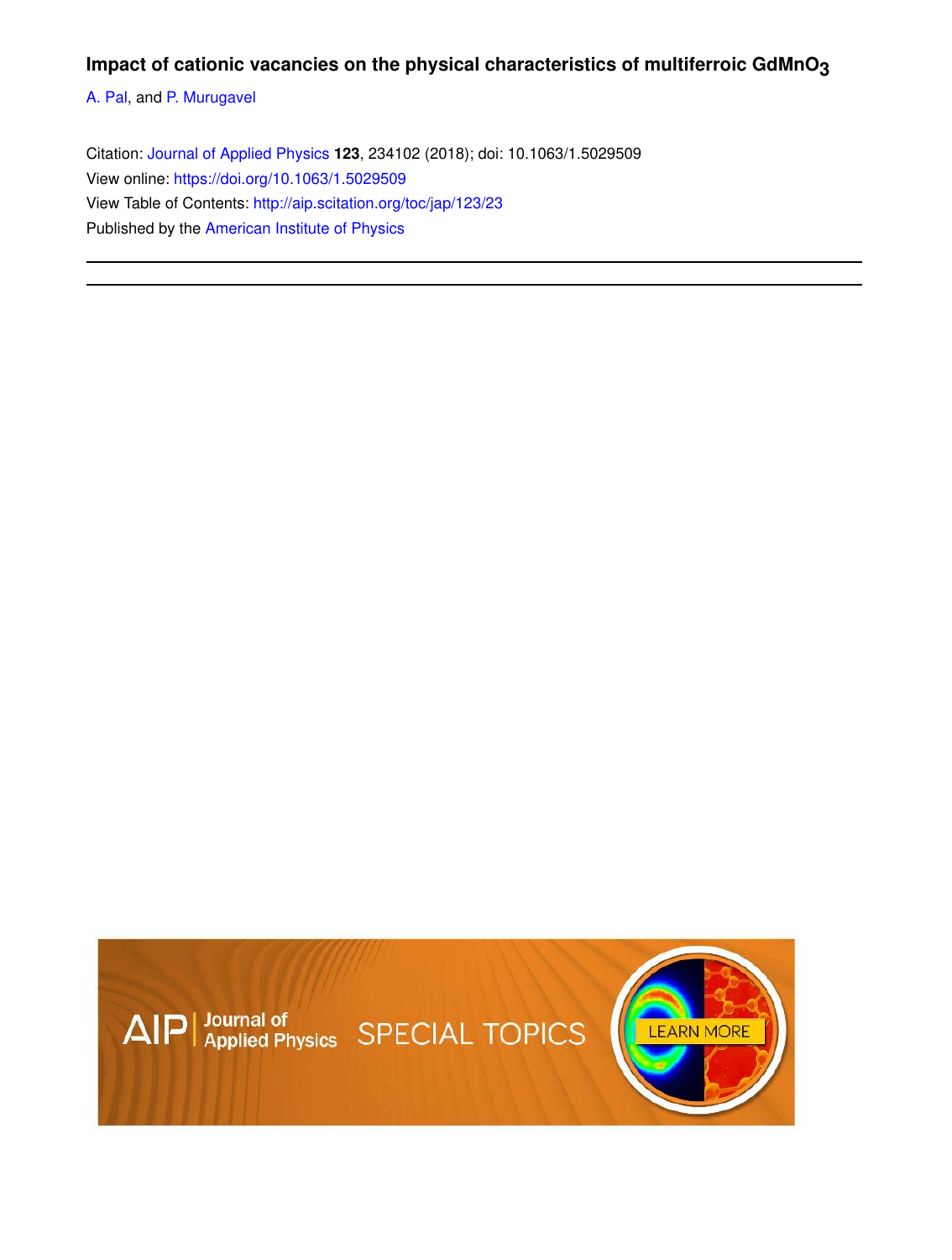# Impact of cationic vacancies on the physical characteristics of multiferroic $GdMnO_3$

A. Pal, and P. Murugavel

Citation: Journal of Applied Physics **123**, 234102 (2018); doi: 10.1063/1.5029509

View online: https://doi.org/10.1063/1.5029509

View Table of Contents: http://aip.scitation.org/toc/jap/123/23

Published by the American Institute of Physics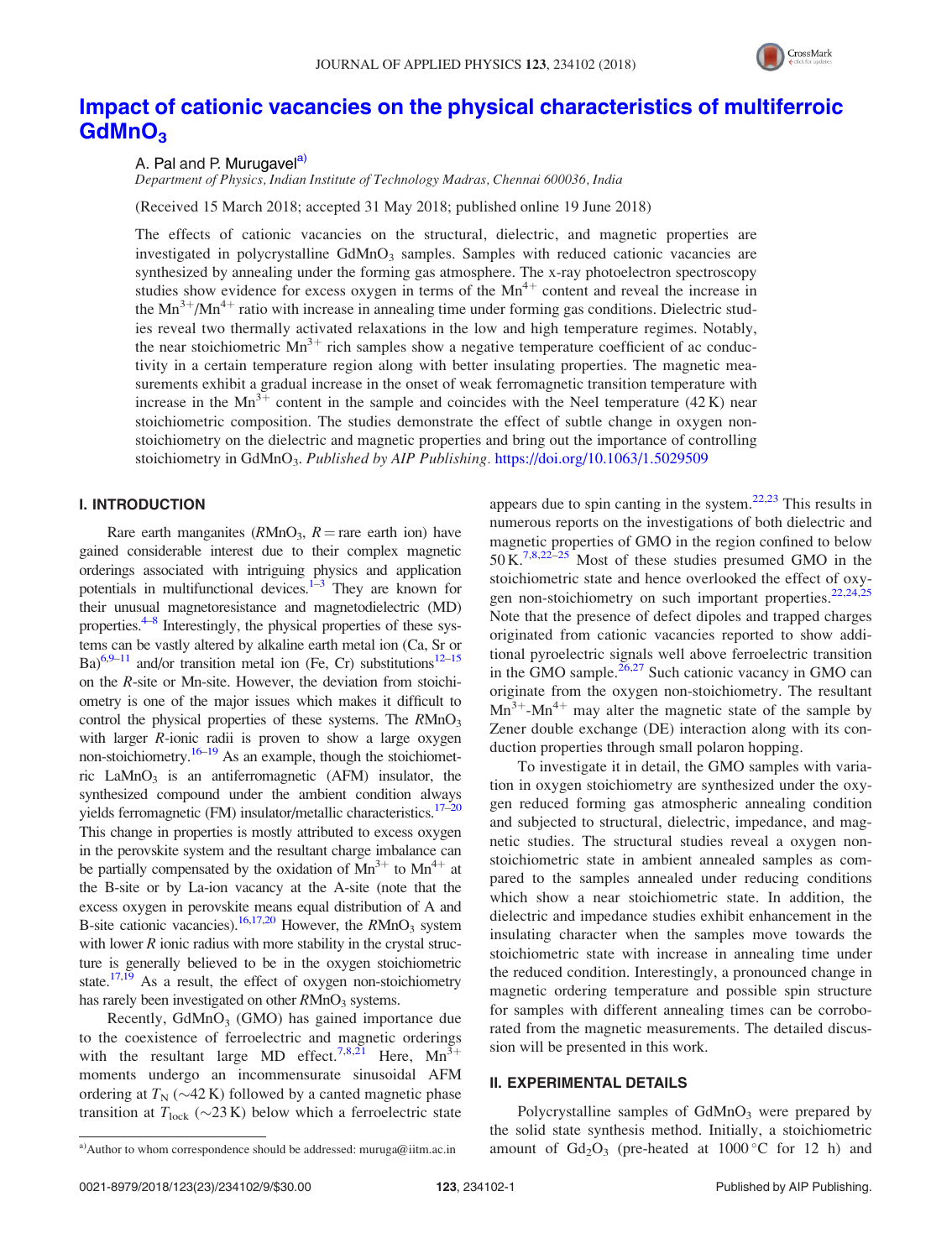# Impact of cationic vacancies on the physical characteristics of multiferroic $GdMnO_3$

A. Pal and P. Murugavel[a)]

*Department of Physics, Indian Institute of Technology Madras, Chennai 600036, India*

(Received 15 March 2018; accepted 31 May 2018; published online 19 June 2018)

The effects of cationic vacancies on the structural, dielectric, and magnetic properties are investigated in polycrystalline $GdMnO_3$ samples. Samples with reduced cationic vacancies are synthesized by annealing under the forming gas atmosphere. The x-ray photoelectron spectroscopy studies show evidence for excess oxygen in terms of the $Mn^{4+}$ content and reveal the increase in the $Mn^{3+}/Mn^{4+}$ ratio with increase in annealing time under forming gas conditions. Dielectric studies reveal two thermally activated relaxations in the low and high temperature regimes. Notably, the near stoichiometric $Mn^{3+}$ rich samples show a negative temperature coefficient of ac conductivity in a certain temperature region along with better insulating properties. The magnetic measurements exhibit a gradual increase in the onset of weak ferromagnetic transition temperature with increase in the $Mn^{3+}$ content in the sample and coincides with the Neel temperature (42 K) near stoichiometric composition. The studies demonstrate the effect of subtle change in oxygen non-stoichiometry on the dielectric and magnetic properties and bring out the importance of controlling stoichiometry in $GdMnO_3$. *Published by AIP Publishing.* https://doi.org/10.1063/1.5029509

## I. INTRODUCTION

Rare earth manganites ($RMnO_3$, $R$ = rare earth ion) have gained considerable interest due to their complex magnetic orderings associated with intriguing physics and application potentials in multifunctional devices.[1–3] They are known for their unusual magnetoresistance and magnetodielectric (MD) properties.[4–8] Interestingly, the physical properties of these systems can be vastly altered by alkaline earth metal ion (Ca, Sr or Ba)[6,9–11] and/or transition metal ion (Fe, Cr) substitutions[12–15] on the $R$-site or Mn-site. However, the deviation from stoichiometry is one of the major issues which makes it difficult to control the physical properties of these systems. The $RMnO_3$ with larger $R$-ionic radii is proven to show a large oxygen non-stoichiometry.[16–19] As an example, though the stoichiometric $LaMnO_3$ is an antiferromagnetic (AFM) insulator, the synthesized compound under the ambient condition always yields ferromagnetic (FM) insulator/metallic characteristics.[17–20] This change in properties is mostly attributed to excess oxygen in the perovskite system and the resultant charge imbalance can be partially compensated by the oxidation of $Mn^{3+}$ to $Mn^{4+}$ at the B-site or by La-ion vacancy at the A-site (note that the excess oxygen in perovskite means equal distribution of A and B-site cationic vacancies).[16,17,20] However, the $RMnO_3$ system with lower $R$ ionic radius with more stability in the crystal structure is generally believed to be in the oxygen stoichiometric state.[17,19] As a result, the effect of oxygen non-stoichiometry has rarely been investigated on other $RMnO_3$ systems.

Recently, $GdMnO_3$ (GMO) has gained importance due to the coexistence of ferroelectric and magnetic orderings with the resultant large MD effect.[7,8,21] Here, $Mn^{3+}$ moments undergo an incommensurate sinusoidal AFM ordering at $T_N$ (~42 K) followed by a canted magnetic phase transition at $T_{lock}$ (~23 K) below which a ferroelectric state appears due to spin canting in the system.[22,23] This results in numerous reports on the investigations of both dielectric and magnetic properties of GMO in the region confined to below 50 K.[7,8,22–25] Most of these studies presumed GMO in the stoichiometric state and hence overlooked the effect of oxygen non-stoichiometry on such important properties.[22,24,25] Note that the presence of defect dipoles and trapped charges originated from cationic vacancies reported to show additional pyroelectric signals well above ferroelectric transition in the GMO sample.[26,27] Such cationic vacancy in GMO can originate from the oxygen non-stoichiometry. The resultant $Mn^{3+}$-$Mn^{4+}$ may alter the magnetic state of the sample by Zener double exchange (DE) interaction along with its conduction properties through small polaron hopping.

To investigate it in detail, the GMO samples with variation in oxygen stoichiometry are synthesized under the oxygen reduced forming gas atmospheric annealing condition and subjected to structural, dielectric, impedance, and magnetic studies. The structural studies reveal a oxygen non-stoichiometric state in ambient annealed samples as compared to the samples annealed under reducing conditions which show a near stoichiometric state. In addition, the dielectric and impedance studies exhibit enhancement in the insulating character when the samples move towards the stoichiometric state with increase in annealing time under the reduced condition. Interestingly, a pronounced change in magnetic ordering temperature and possible spin structure for samples with different annealing times can be corroborated from the magnetic measurements. The detailed discussion will be presented in this work.

## II. EXPERIMENTAL DETAILS

Polycrystalline samples of $GdMnO_3$ were prepared by the solid state synthesis method. Initially, a stoichiometric amount of $Gd_2O_3$ (pre-heated at 1000 °C for 12 h) and

a)Author to whom correspondence should be addressed: muruga@iitm.ac.in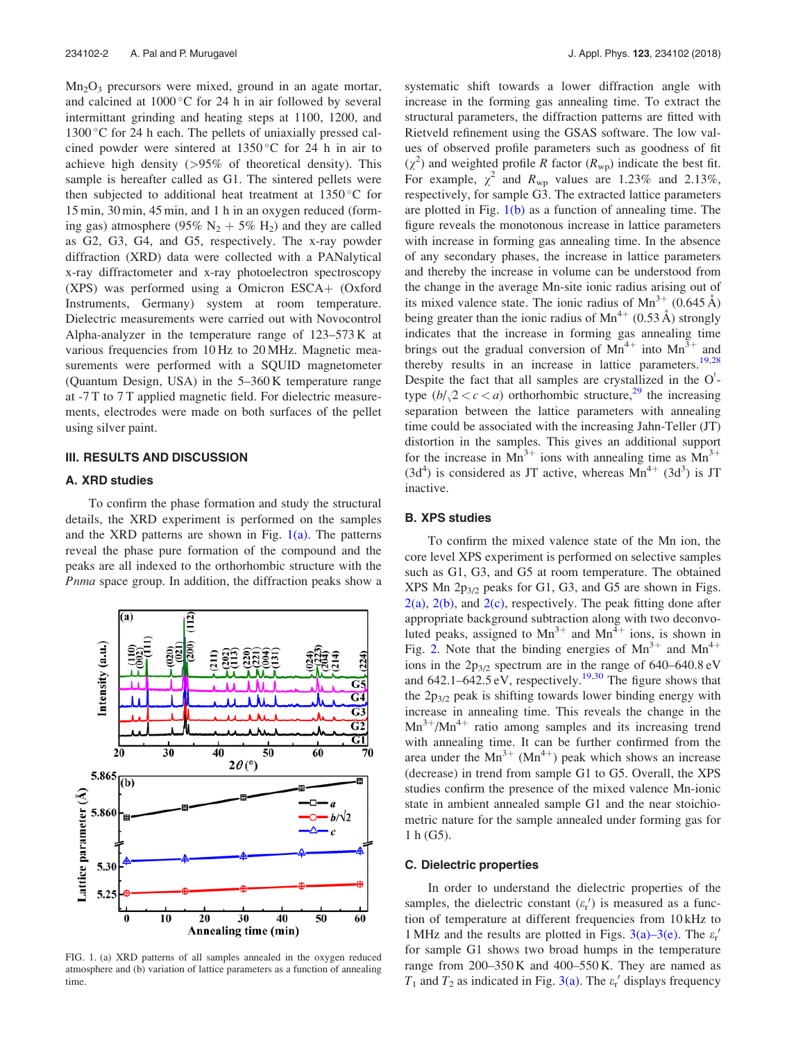$Mn_2O_3$ precursors were mixed, ground in an agate mortar, and calcined at 1000 °C for 24 h in air followed by several intermittant grinding and heating steps at 1100, 1200, and 1300 °C for 24 h each. The pellets of uniaxially pressed calcined powder were sintered at 1350 °C for 24 h in air to achieve high density (>95% of theoretical density). This sample is hereafter called as G1. The sintered pellets were then subjected to additional heat treatment at 1350 °C for 15 min, 30 min, 45 min, and 1 h in an oxygen reduced (forming gas) atmosphere (95% $N_2$ + 5% $H_2$) and they are called as G2, G3, G4, and G5, respectively. The x-ray powder diffraction (XRD) data were collected with a PANalytical x-ray diffractometer and x-ray photoelectron spectroscopy (XPS) was performed using a Omicron ESCA+ (Oxford Instruments, Germany) system at room temperature. Dielectric measurements were carried out with Novocontrol Alpha-analyzer in the temperature range of 123–573 K at various frequencies from 10 Hz to 20 MHz. Magnetic measurements were performed with a SQUID magnetometer (Quantum Design, USA) in the 5–360 K temperature range at -7 T to 7 T applied magnetic field. For dielectric measurements, electrodes were made on both surfaces of the pellet using silver paint.

## III. RESULTS AND DISCUSSION

### A. XRD studies

To confirm the phase formation and study the structural details, the XRD experiment is performed on the samples and the XRD patterns are shown in Fig. 1(a). The patterns reveal the phase pure formation of the compound and the peaks are all indexed to the orthorhombic structure with the *Pnma* space group. In addition, the diffraction peaks show a systematic shift towards a lower diffraction angle with increase in the forming gas annealing time. To extract the structural parameters, the diffraction patterns are fitted with Rietveld refinement using the GSAS software. The low values of observed profile parameters such as goodness of fit ($\chi^2$) and weighted profile $R$ factor ($R_{wp}$) indicate the best fit. For example, $\chi^2$ and $R_{wp}$ values are 1.23% and 2.13%, respectively, for sample G3. The extracted lattice parameters are plotted in Fig. 1(b) as a function of annealing time. The figure reveals the monotonous increase in lattice parameters with increase in forming gas annealing time. In the absence of any secondary phases, the increase in lattice parameters and thereby the increase in volume can be understood from the change in the average Mn-site ionic radius arising out of its mixed valence state. The ionic radius of $Mn^{3+}$ (0.645 Å) being greater than the ionic radius of $Mn^{4+}$ (0.53 Å) strongly indicates that the increase in forming gas annealing time brings out the gradual conversion of $Mn^{4+}$ into $Mn^{3+}$ and thereby results in an increase in lattice parameters.[19,28] Despite the fact that all samples are crystallized in the O′-type ($b/\sqrt{2} < c < a$) orthorhombic structure,[29] the increasing separation between the lattice parameters with annealing time could be associated with the increasing Jahn-Teller (JT) distortion in the samples. This gives an additional support for the increase in $Mn^{3+}$ ions with annealing time as $Mn^{3+}$ ($3d^4$) is considered as JT active, whereas $Mn^{4+}$ ($3d^3$) is JT inactive.

FIG. 1. (a) XRD patterns of all samples annealed in the oxygen reduced atmosphere and (b) variation of lattice parameters as a function of annealing time.

### B. XPS studies

To confirm the mixed valence state of the Mn ion, the core level XPS experiment is performed on selective samples such as G1, G3, and G5 at room temperature. The obtained XPS Mn $2p_{3/2}$ peaks for G1, G3, and G5 are shown in Figs. 2(a), 2(b), and 2(c), respectively. The peak fitting done after appropriate background subtraction along with two deconvoluted peaks, assigned to $Mn^{3+}$ and $Mn^{4+}$ ions, is shown in Fig. 2. Note that the binding energies of $Mn^{3+}$ and $Mn^{4+}$ ions in the $2p_{3/2}$ spectrum are in the range of 640–640.8 eV and 642.1–642.5 eV, respectively.[19,30] The figure shows that the $2p_{3/2}$ peak is shifting towards lower binding energy with increase in annealing time. This reveals the change in the $Mn^{3+}/Mn^{4+}$ ratio among samples and its increasing trend with annealing time. It can be further confirmed from the area under the $Mn^{3+}$ ($Mn^{4+}$) peak which shows an increase (decrease) in trend from sample G1 to G5. Overall, the XPS studies confirm the presence of the mixed valence Mn-ionic state in ambient annealed sample G1 and the near stoichiometric nature for the sample annealed under forming gas for 1 h (G5).

### C. Dielectric properties

In order to understand the dielectric properties of the samples, the dielectric constant ($\varepsilon_r'$) is measured as a function of temperature at different frequencies from 10 kHz to 1 MHz and the results are plotted in Figs. 3(a)–3(e). The $\varepsilon_r'$ for sample G1 shows two broad humps in the temperature range from 200–350 K and 400–550 K. They are named as $T_1$ and $T_2$ as indicated in Fig. 3(a). The $\varepsilon_r'$ displays frequency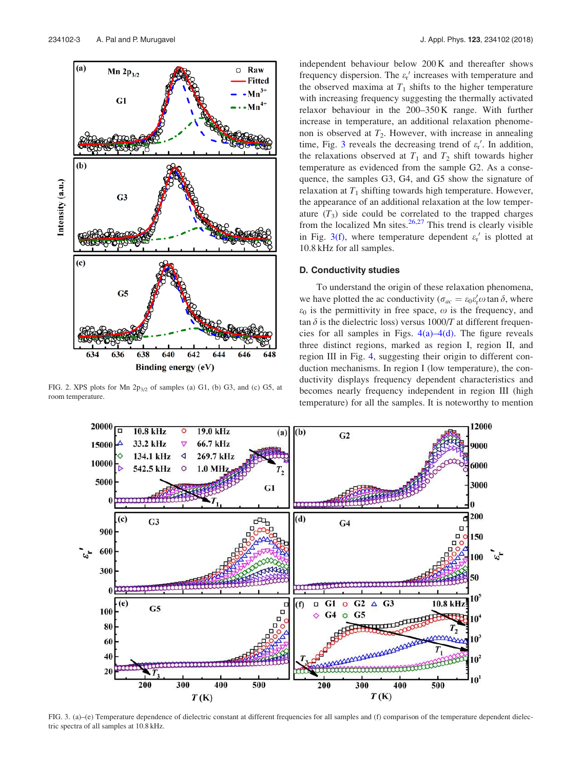FIG. 2. XPS plots for Mn $2p_{3/2}$ of samples (a) G1, (b) G3, and (c) G5, at room temperature.

independent behaviour below 200 K and thereafter shows frequency dispersion. The $\varepsilon_r'$ increases with temperature and the observed maxima at $T_1$ shifts to the higher temperature with increasing frequency suggesting the thermally activated relaxor behaviour in the 200–350 K range. With further increase in temperature, an additional relaxation phenomenon is observed at $T_2$. However, with increase in annealing time, Fig. 3 reveals the decreasing trend of $\varepsilon_r'$. In addition, the relaxations observed at $T_1$ and $T_2$ shift towards higher temperature as evidenced from the sample G2. As a consequence, the samples G3, G4, and G5 show the signature of relaxation at $T_1$ shifting towards high temperature. However, the appearance of an additional relaxation at the low temperature ($T_3$) side could be correlated to the trapped charges from the localized Mn sites.[26,27] This trend is clearly visible in Fig. 3(f), where temperature dependent $\varepsilon_r'$ is plotted at 10.8 kHz for all samples.

### D. Conductivity studies

To understand the origin of these relaxation phenomena, we have plotted the ac conductivity ($\sigma_{ac} = \varepsilon_0 \varepsilon_r' \omega \tan\delta$, where $\varepsilon_0$ is the permittivity in free space, $\omega$ is the frequency, and $\tan\delta$ is the dielectric loss) versus 1000/$T$ at different frequencies for all samples in Figs. 4(a)–4(d). The figure reveals three distinct regions, marked as region I, region II, and region III in Fig. 4, suggesting their origin to different conduction mechanisms. In region I (low temperature), the conductivity displays frequency dependent characteristics and becomes nearly frequency independent in region III (high temperature) for all the samples. It is noteworthy to mention

FIG. 3. (a)–(e) Temperature dependence of dielectric constant at different frequencies for all samples and (f) comparison of the temperature dependent dielectric spectra of all samples at 10.8 kHz.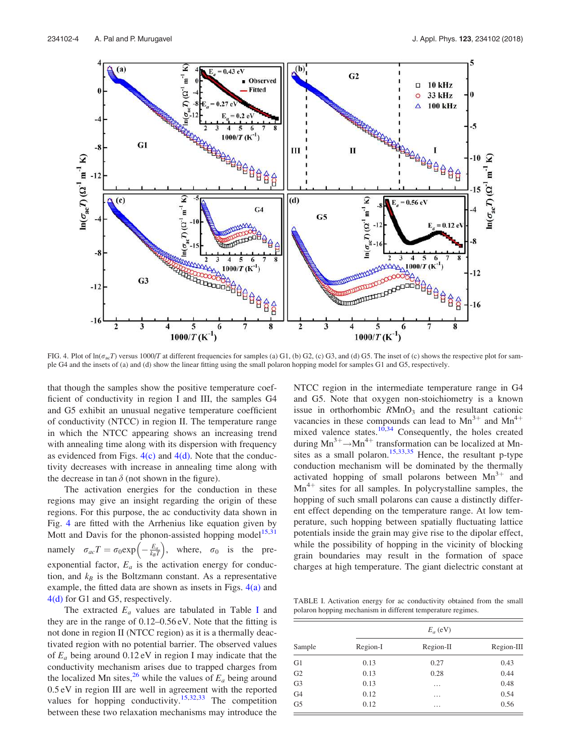FIG. 4. Plot of $\ln(\sigma_{ac}T)$ versus $1000/T$ at different frequencies for samples (a) G1, (b) G2, (c) G3, and (d) G5. The inset of (c) shows the respective plot for sample G4 and the insets of (a) and (d) show the linear fitting using the small polaron hopping model for samples G1 and G5, respectively.

that though the samples show the positive temperature coefficient of conductivity in region I and III, the samples G4 and G5 exhibit an unusual negative temperature coefficient of conductivity (NTCC) in region II. The temperature range in which the NTCC appearing shows an increasing trend with annealing time along with its dispersion with frequency as evidenced from Figs. 4(c) and 4(d). Note that the conductivity decreases with increase in annealing time along with the decrease in $\tan\delta$ (not shown in the figure).

The activation energies for the conduction in these regions may give an insight regarding the origin of these regions. For this purpose, the ac conductivity data shown in Fig. 4 are fitted with the Arrhenius like equation given by Mott and Davis for the phonon-assisted hopping model[15,31] namely $\sigma_{ac}T = \sigma_0 \exp\left(-\frac{E_a}{k_B T}\right)$, where, $\sigma_0$ is the pre-exponential factor, $E_a$ is the activation energy for conduction, and $k_B$ is the Boltzmann constant. As a representative example, the fitted data are shown as insets in Figs. 4(a) and 4(d) for G1 and G5, respectively.

The extracted $E_a$ values are tabulated in Table I and they are in the range of 0.12–0.56 eV. Note that the fitting is not done in region II (NTCC region) as it is a thermally deactivated region with no potential barrier. The observed values of $E_a$ being around 0.12 eV in region I may indicate that the conductivity mechanism arises due to trapped charges from the localized Mn sites,[26] while the values of $E_a$ being around 0.5 eV in region III are well in agreement with the reported values for hopping conductivity.[15,32,33] The competition between these two relaxation mechanisms may introduce the NTCC region in the intermediate temperature range in G4 and G5. Note that oxygen non-stoichiometry is a known issue in orthorhombic $R$MnO$_3$ and the resultant cationic vacancies in these compounds can lead to $Mn^{3+}$ and $Mn^{4+}$ mixed valence states.[10,34] Consequently, the holes created during $Mn^{3+} \rightarrow Mn^{4+}$ transformation can be localized at Mn-sites as a small polaron.[15,33,35] Hence, the resultant p-type conduction mechanism will be dominated by the thermally activated hopping of small polarons between $Mn^{3+}$ and $Mn^{4+}$ sites for all samples. In polycrystalline samples, the hopping of such small polarons can cause a distinctly different effect depending on the temperature range. At low temperature, such hopping between spatially fluctuating lattice potentials inside the grain may give rise to the dipolar effect, while the possibility of hopping in the vicinity of blocking grain boundaries may result in the formation of space charges at high temperature. The giant dielectric constant at

TABLE I. Activation energy for ac conductivity obtained from the small polaron hopping mechanism in different temperature regimes.

| Sample | $E_a$ (eV) | | |
|---|---|---|---|
| | Region-I | Region-II | Region-III |
| G1 | 0.13 | 0.27 | 0.43 |
| G2 | 0.13 | 0.28 | 0.44 |
| G3 | 0.13 | … | 0.48 |
| G4 | 0.12 | … | 0.54 |
| G5 | 0.12 | … | 0.56 |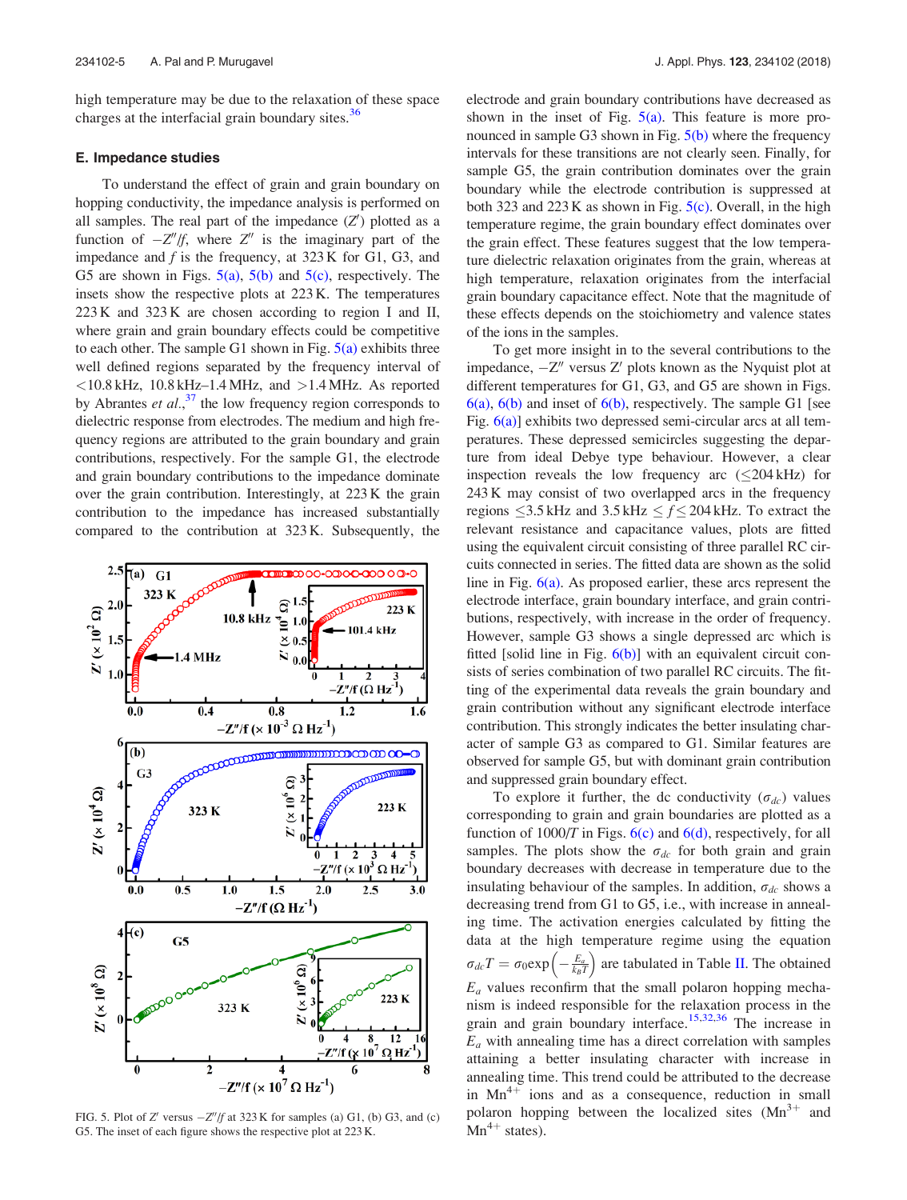high temperature may be due to the relaxation of these space charges at the interfacial grain boundary sites.[36]

### E. Impedance studies

To understand the effect of grain and grain boundary on hopping conductivity, the impedance analysis is performed on all samples. The real part of the impedance ($Z'$) plotted as a function of $-Z''/f$, where $Z''$ is the imaginary part of the impedance and $f$ is the frequency, at 323 K for G1, G3, and G5 are shown in Figs. 5(a), 5(b) and 5(c), respectively. The insets show the respective plots at 223 K. The temperatures 223 K and 323 K are chosen according to region I and II, where grain and grain boundary effects could be competitive to each other. The sample G1 shown in Fig. 5(a) exhibits three well defined regions separated by the frequency interval of <10.8 kHz, 10.8 kHz–1.4 MHz, and >1.4 MHz. As reported by Abrantes *et al.*,[37] the low frequency region corresponds to dielectric response from electrodes. The medium and high frequency regions are attributed to the grain boundary and grain contributions, respectively. For the sample G1, the electrode and grain boundary contributions to the impedance dominate over the grain contribution. Interestingly, at 223 K the grain contribution to the impedance has increased substantially compared to the contribution at 323 K. Subsequently, the electrode and grain boundary contributions have decreased as shown in the inset of Fig. 5(a). This feature is more pronounced in sample G3 shown in Fig. 5(b) where the frequency intervals for these transitions are not clearly seen. Finally, for sample G5, the grain contribution dominates over the grain boundary while the electrode contribution is suppressed at both 323 and 223 K as shown in Fig. 5(c). Overall, in the high temperature regime, the grain boundary effect dominates over the grain effect. These features suggest that the low temperature dielectric relaxation originates from the grain, whereas at high temperature, relaxation originates from the interfacial grain boundary capacitance effect. Note that the magnitude of these effects depends on the stoichiometry and valence states of the ions in the samples.

FIG. 5. Plot of $Z'$ versus $-Z''/f$ at 323 K for samples (a) G1, (b) G3, and (c) G5. The inset of each figure shows the respective plot at 223 K.

To get more insight in to the several contributions to the impedance, $-Z''$ versus $Z'$ plots known as the Nyquist plot at different temperatures for G1, G3, and G5 are shown in Figs. 6(a), 6(b) and inset of 6(b), respectively. The sample G1 [see Fig. 6(a)] exhibits two depressed semi-circular arcs at all temperatures. These depressed semicircles suggesting the departure from ideal Debye type behaviour. However, a clear inspection reveals the low frequency arc (≤204 kHz) for 243 K may consist of two overlapped arcs in the frequency regions ≤3.5 kHz and 3.5 kHz ≤ $f$ ≤ 204 kHz. To extract the relevant resistance and capacitance values, plots are fitted using the equivalent circuit consisting of three parallel RC circuits connected in series. The fitted data are shown as the solid line in Fig. 6(a). As proposed earlier, these arcs represent the electrode interface, grain boundary interface, and grain contributions, respectively, with increase in the order of frequency. However, sample G3 shows a single depressed arc which is fitted [solid line in Fig. 6(b)] with an equivalent circuit consists of series combination of two parallel RC circuits. The fitting of the experimental data reveals the grain boundary and grain contribution without any significant electrode interface contribution. This strongly indicates the better insulating character of sample G3 as compared to G1. Similar features are observed for sample G5, but with dominant grain contribution and suppressed grain boundary effect.

To explore it further, the dc conductivity ($\sigma_{dc}$) values corresponding to grain and grain boundaries are plotted as a function of 1000/$T$ in Figs. 6(c) and 6(d), respectively, for all samples. The plots show the $\sigma_{dc}$ for both grain and grain boundary decreases with decrease in temperature due to the insulating behaviour of the samples. In addition, $\sigma_{dc}$ shows a decreasing trend from G1 to G5, i.e., with increase in annealing time. The activation energies calculated by fitting the data at the high temperature regime using the equation $\sigma_{dc}T = \sigma_0 \exp\left(-\frac{E_a}{k_B T}\right)$ are tabulated in Table II. The obtained $E_a$ values reconfirm that the small polaron hopping mechanism is indeed responsible for the relaxation process in the grain and grain boundary interface.[15,32,36] The increase in $E_a$ with annealing time has a direct correlation with samples attaining a better insulating character with increase in annealing time. This trend could be attributed to the decrease in $Mn^{4+}$ ions and as a consequence, reduction in small polaron hopping between the localized sites ($Mn^{3+}$ and $Mn^{4+}$ states).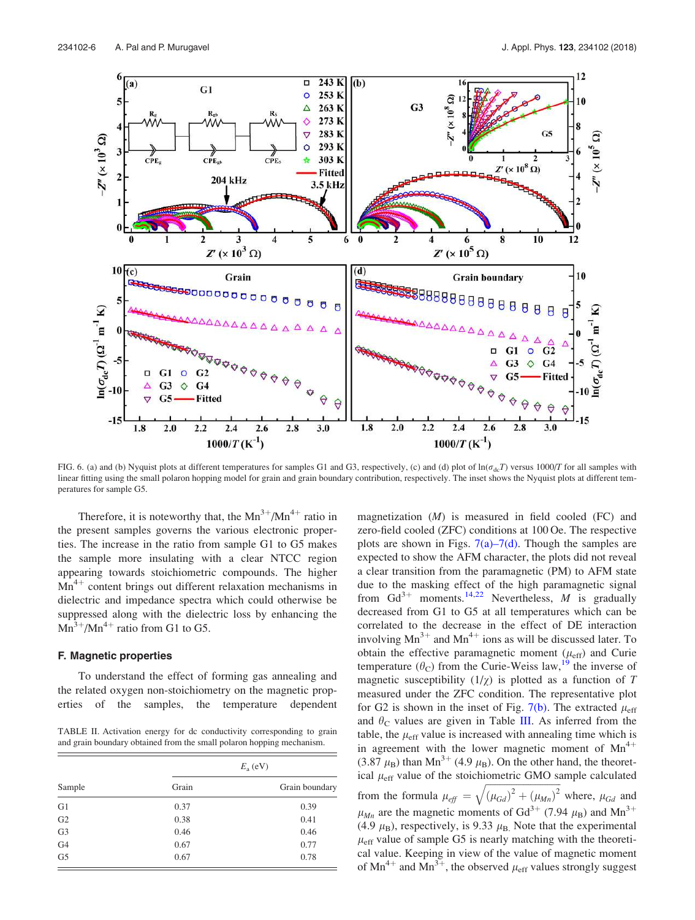FIG. 6. (a) and (b) Nyquist plots at different temperatures for samples G1 and G3, respectively, (c) and (d) plot of $\ln(\sigma_{dc}T)$ versus $1000/T$ for all samples with linear fitting using the small polaron hopping model for grain and grain boundary contribution, respectively. The inset shows the Nyquist plots at different temperatures for sample G5.

Therefore, it is noteworthy that, the $Mn^{3+}/Mn^{4+}$ ratio in the present samples governs the various electronic properties. The increase in the ratio from sample G1 to G5 makes the sample more insulating with a clear NTCC region appearing towards stoichiometric compounds. The higher $Mn^{4+}$ content brings out different relaxation mechanisms in dielectric and impedance spectra which could otherwise be suppressed along with the dielectric loss by enhancing the $Mn^{3+}/Mn^{4+}$ ratio from G1 to G5.

### F. Magnetic properties

To understand the effect of forming gas annealing and the related oxygen non-stoichiometry on the magnetic properties of the samples, the temperature dependent magnetization ($M$) is measured in field cooled (FC) and zero-field cooled (ZFC) conditions at 100 Oe. The respective plots are shown in Figs. 7(a)–7(d). Though the samples are expected to show the AFM character, the plots did not reveal a clear transition from the paramagnetic (PM) to AFM state due to the masking effect of the high paramagnetic signal from $Gd^{3+}$ moments.[14,22] Nevertheless, $M$ is gradually decreased from G1 to G5 at all temperatures which can be correlated to the decrease in the effect of DE interaction involving $Mn^{3+}$ and $Mn^{4+}$ ions as will be discussed later. To obtain the effective paramagnetic moment ($\mu_{eff}$) and Curie temperature ($\theta_C$) from the Curie-Weiss law,[19] the inverse of magnetic susceptibility ($1/\chi$) is plotted as a function of $T$ measured under the ZFC condition. The representative plot for G2 is shown in the inset of Fig. 7(b). The extracted $\mu_{eff}$ and $\theta_C$ values are given in Table III. As inferred from the table, the $\mu_{eff}$ value is increased with annealing time which is in agreement with the lower magnetic moment of $Mn^{4+}$ (3.87 $\mu_B$) than $Mn^{3+}$ (4.9 $\mu_B$). On the other hand, the theoretical $\mu_{eff}$ value of the stoichiometric GMO sample calculated from the formula $\mu_{eff} = \sqrt{(\mu_{Gd})^2 + (\mu_{Mn})^2}$ where, $\mu_{Gd}$ and $\mu_{Mn}$ are the magnetic moments of $Gd^{3+}$ (7.94 $\mu_B$) and $Mn^{3+}$ (4.9 $\mu_B$), respectively, is 9.33 $\mu_B$. Note that the experimental $\mu_{eff}$ value of sample G5 is nearly matching with the theoretical value. Keeping in view of the value of magnetic moment of $Mn^{4+}$ and $Mn^{3+}$, the observed $\mu_{eff}$ values strongly suggest

TABLE II. Activation energy for dc conductivity corresponding to grain and grain boundary obtained from the small polaron hopping mechanism.

| Sample | $E_a$ (eV) | |
|---|---|---|
| | Grain | Grain boundary |
| G1 | 0.37 | 0.39 |
| G2 | 0.38 | 0.41 |
| G3 | 0.46 | 0.46 |
| G4 | 0.67 | 0.77 |
| G5 | 0.67 | 0.78 |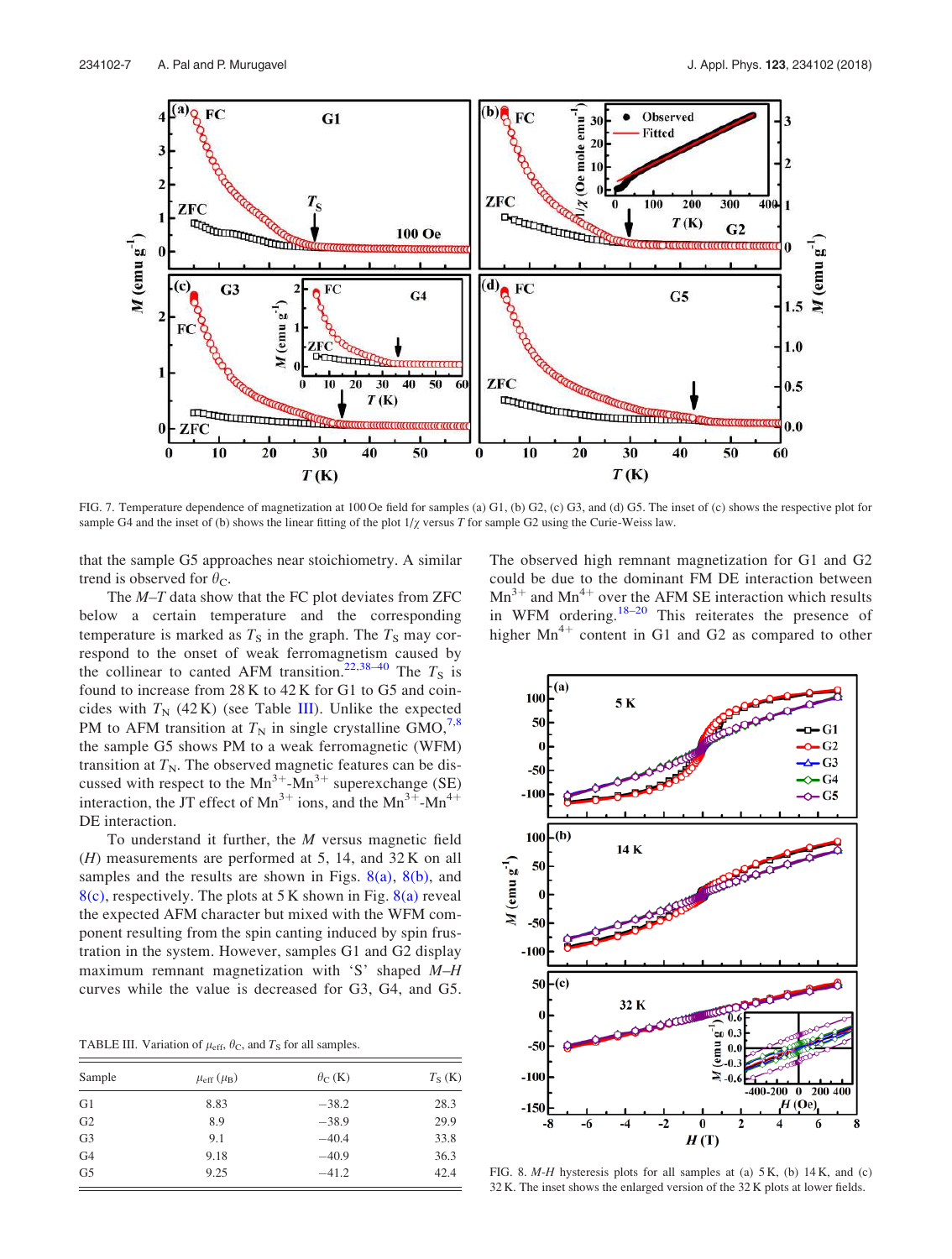FIG. 7. Temperature dependence of magnetization at 100 Oe field for samples (a) G1, (b) G2, (c) G3, and (d) G5. The inset of (c) shows the respective plot for sample G4 and the inset of (b) shows the linear fitting of the plot $1/\chi$ versus $T$ for sample G2 using the Curie-Weiss law.

that the sample G5 approaches near stoichiometry. A similar trend is observed for $\theta_C$.

The $M$–$T$ data show that the FC plot deviates from ZFC below a certain temperature and the corresponding temperature is marked as $T_S$ in the graph. The $T_S$ may correspond to the onset of weak ferromagnetism caused by the collinear to canted AFM transition.[22,38–40] The $T_S$ is found to increase from 28 K to 42 K for G1 to G5 and coincides with $T_N$ (42 K) (see Table III). Unlike the expected PM to AFM transition at $T_N$ in single crystalline GMO,[7,8] the sample G5 shows PM to a weak ferromagnetic (WFM) transition at $T_N$. The observed magnetic features can be discussed with respect to the $Mn^{3+}$-$Mn^{3+}$ superexchange (SE) interaction, the JT effect of $Mn^{3+}$ ions, and the $Mn^{3+}$-$Mn^{4+}$ DE interaction.

To understand it further, the $M$ versus magnetic field ($H$) measurements are performed at 5, 14, and 32 K on all samples and the results are shown in Figs. 8(a), 8(b), and 8(c), respectively. The plots at 5 K shown in Fig. 8(a) reveal the expected AFM character but mixed with the WFM component resulting from the spin canting induced by spin frustration in the system. However, samples G1 and G2 display maximum remnant magnetization with 'S' shaped $M$–$H$ curves while the value is decreased for G3, G4, and G5.

TABLE III. Variation of $\mu_{eff}$, $\theta_C$, and $T_S$ for all samples.

| Sample | $\mu_{eff}$ ($\mu_B$) | $\theta_C$ (K) | $T_S$ (K) |
|---|---|---|---|
| G1 | 8.83 | −38.2 | 28.3 |
| G2 | 8.9 | −38.9 | 29.9 |
| G3 | 9.1 | −40.4 | 33.8 |
| G4 | 9.18 | −40.9 | 36.3 |
| G5 | 9.25 | −41.2 | 42.4 |

The observed high remnant magnetization for G1 and G2 could be due to the dominant FM DE interaction between $Mn^{3+}$ and $Mn^{4+}$ over the AFM SE interaction which results in WFM ordering.[18–20] This reiterates the presence of higher $Mn^{4+}$ content in G1 and G2 as compared to other

FIG. 8. $M$-$H$ hysteresis plots for all samples at (a) 5 K, (b) 14 K, and (c) 32 K. The inset shows the enlarged version of the 32 K plots at lower fields.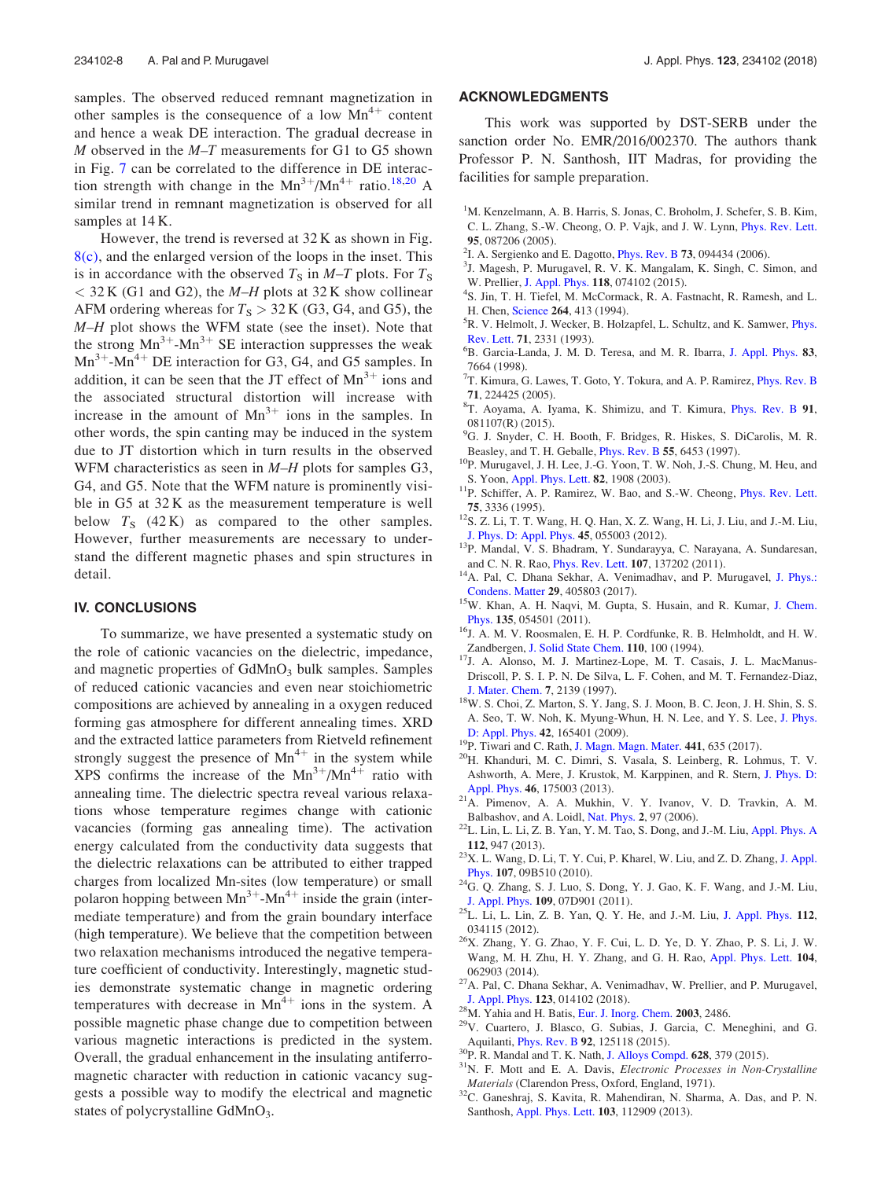samples. The observed reduced remnant magnetization in other samples is the consequence of a low $Mn^{4+}$ content and hence a weak DE interaction. The gradual decrease in $M$ observed in the $M$–$T$ measurements for G1 to G5 shown in Fig. 7 can be correlated to the difference in DE interaction strength with change in the $Mn^{3+}/Mn^{4+}$ ratio.[18,20] A similar trend in remnant magnetization is observed for all samples at 14 K.

However, the trend is reversed at 32 K as shown in Fig. 8(c), and the enlarged version of the loops in the inset. This is in accordance with the observed $T_S$ in $M$–$T$ plots. For $T_S$ < 32 K (G1 and G2), the $M$–$H$ plots at 32 K show collinear AFM ordering whereas for $T_S$ > 32 K (G3, G4, and G5), the $M$–$H$ plot shows the WFM state (see the inset). Note that the strong $Mn^{3+}$-$Mn^{3+}$ SE interaction suppresses the weak $Mn^{3+}$-$Mn^{4+}$ DE interaction for G3, G4, and G5 samples. In addition, it can be seen that the JT effect of $Mn^{3+}$ ions and the associated structural distortion will increase with increase in the amount of $Mn^{3+}$ ions in the samples. In other words, the spin canting may be induced in the system due to JT distortion which in turn results in the observed WFM characteristics as seen in $M$–$H$ plots for samples G3, G4, and G5. Note that the WFM nature is prominently visible in G5 at 32 K as the measurement temperature is well below $T_S$ (42 K) as compared to the other samples. However, further measurements are necessary to understand the different magnetic phases and spin structures in detail.

## IV. CONCLUSIONS

To summarize, we have presented a systematic study on the role of cationic vacancies on the dielectric, impedance, and magnetic properties of $GdMnO_3$ bulk samples. Samples of reduced cationic vacancies and even near stoichiometric compositions are achieved by annealing in a oxygen reduced forming gas atmosphere for different annealing times. XRD and the extracted lattice parameters from Rietveld refinement strongly suggest the presence of $Mn^{4+}$ in the system while XPS confirms the increase of the $Mn^{3+}/Mn^{4+}$ ratio with annealing time. The dielectric spectra reveal various relaxations whose temperature regimes change with cationic vacancies (forming gas annealing time). The activation energy calculated from the conductivity data suggests that the dielectric relaxations can be attributed to either trapped charges from localized Mn-sites (low temperature) or small polaron hopping between $Mn^{3+}$-$Mn^{4+}$ inside the grain (intermediate temperature) and from the grain boundary interface (high temperature). We believe that the competition between two relaxation mechanisms introduced the negative temperature coefficient of conductivity. Interestingly, magnetic studies demonstrate systematic change in magnetic ordering temperatures with decrease in $Mn^{4+}$ ions in the system. A possible magnetic phase change due to competition between various magnetic interactions is predicted in the system. Overall, the gradual enhancement in the insulating antiferromagnetic character with reduction in cationic vacancy suggests a possible way to modify the electrical and magnetic states of polycrystalline $GdMnO_3$.

## ACKNOWLEDGMENTS

This work was supported by DST-SERB under the sanction order No. EMR/2016/002370. The authors thank Professor P. N. Santhosh, IIT Madras, for providing the facilities for sample preparation.

[1] M. Kenzelmann, A. B. Harris, S. Jonas, C. Broholm, J. Schefer, S. B. Kim, C. L. Zhang, S.-W. Cheong, O. P. Vajk, and J. W. Lynn, Phys. Rev. Lett. **95**, 087206 (2005).
[2] I. A. Sergienko and E. Dagotto, Phys. Rev. B **73**, 094434 (2006).
[3] J. Magesh, P. Murugavel, R. V. K. Mangalam, K. Singh, C. Simon, and W. Prellier, J. Appl. Phys. **118**, 074102 (2015).
[4] S. Jin, T. H. Tiefel, M. McCormack, R. A. Fastnacht, R. Ramesh, and L. H. Chen, Science **264**, 413 (1994).
[5] R. V. Helmolt, J. Wecker, B. Holzapfel, L. Schultz, and K. Samwer, Phys. Rev. Lett. **71**, 2331 (1993).
[6] B. Garcia-Landa, J. M. D. Teresa, and M. R. Ibarra, J. Appl. Phys. **83**, 7664 (1998).
[7] T. Kimura, G. Lawes, T. Goto, Y. Tokura, and A. P. Ramirez, Phys. Rev. B **71**, 224425 (2005).
[8] T. Aoyama, A. Iyama, K. Shimizu, and T. Kimura, Phys. Rev. B **91**, 081107(R) (2015).
[9] G. J. Snyder, C. H. Booth, F. Bridges, R. Hiskes, S. DiCarolis, M. R. Beasley, and T. H. Geballe, Phys. Rev. B **55**, 6453 (1997).
[10] P. Murugavel, J. H. Lee, J.-G. Yoon, T. W. Noh, J.-S. Chung, M. Heu, and S. Yoon, Appl. Phys. Lett. **82**, 1908 (2003).
[11] P. Schiffer, A. P. Ramirez, W. Bao, and S.-W. Cheong, Phys. Rev. Lett. **75**, 3336 (1995).
[12] S. Z. Li, T. T. Wang, H. Q. Han, X. Z. Wang, H. Li, J. Liu, and J.-M. Liu, J. Phys. D: Appl. Phys. **45**, 055003 (2012).
[13] P. Mandal, V. S. Bhadram, Y. Sundarayya, C. Narayana, A. Sundaresan, and C. N. R. Rao, Phys. Rev. Lett. **107**, 137202 (2011).
[14] A. Pal, C. Dhana Sekhar, A. Venimadhav, and P. Murugavel, J. Phys.: Condens. Matter **29**, 405803 (2017).
[15] W. Khan, A. H. Naqvi, M. Gupta, S. Husain, and R. Kumar, J. Chem. Phys. **135**, 054501 (2011).
[16] J. A. M. V. Roosmalen, E. H. P. Cordfunke, R. B. Helmholdt, and H. W. Zandbergen, J. Solid State Chem. **110**, 100 (1994).
[17] J. A. Alonso, M. J. Martinez-Lope, M. T. Casais, J. L. MacManus-Driscoll, P. S. I. P. N. De Silva, L. F. Cohen, and M. T. Fernandez-Diaz, J. Mater. Chem. **7**, 2139 (1997).
[18] W. S. Choi, Z. Marton, S. Y. Jang, S. J. Moon, B. C. Jeon, J. H. Shin, S. S. A. Seo, T. W. Noh, K. Myung-Whun, H. N. Lee, and Y. S. Lee, J. Phys. D: Appl. Phys. **42**, 165401 (2009).
[19] P. Tiwari and C. Rath, J. Magn. Magn. Mater. **441**, 635 (2017).
[20] H. Khanduri, M. C. Dimri, S. Vasala, S. Leinberg, R. Lohmus, T. V. Ashworth, A. Mere, J. Krustok, M. Karppinen, and R. Stern, J. Phys. D: Appl. Phys. **46**, 175003 (2013).
[21] A. Pimenov, A. A. Mukhin, V. Y. Ivanov, V. D. Travkin, A. M. Balbashov, and A. Loidl, Nat. Phys. **2**, 97 (2006).
[22] L. Lin, L. Li, Z. B. Yan, Y. M. Tao, S. Dong, and J.-M. Liu, Appl. Phys. A **112**, 947 (2013).
[23] X. L. Wang, D. Li, T. Y. Cui, P. Kharel, W. Liu, and Z. D. Zhang, J. Appl. Phys. **107**, 09B510 (2010).
[24] G. Q. Zhang, S. J. Luo, S. Dong, Y. J. Gao, K. F. Wang, and J.-M. Liu, J. Appl. Phys. **109**, 07D901 (2011).
[25] L. Li, L. Lin, Z. B. Yan, Q. Y. He, and J.-M. Liu, J. Appl. Phys. **112**, 034115 (2012).
[26] X. Zhang, Y. G. Zhao, Y. F. Cui, L. D. Ye, D. Y. Zhao, P. S. Li, J. W. Wang, M. H. Zhu, H. Y. Zhang, and G. H. Rao, Appl. Phys. Lett. **104**, 062903 (2014).
[27] A. Pal, C. Dhana Sekhar, A. Venimadhav, W. Prellier, and P. Murugavel, J. Appl. Phys. **123**, 014102 (2018).
[28] M. Yahia and H. Batis, Eur. J. Inorg. Chem. **2003**, 2486.
[29] V. Cuartero, J. Blasco, G. Subias, J. Garcia, C. Meneghini, and G. Aquilanti, Phys. Rev. B **92**, 125118 (2015).
[30] P. R. Mandal and T. K. Nath, J. Alloys Compd. **628**, 379 (2015).
[31] N. F. Mott and E. A. Davis, *Electronic Processes in Non-Crystalline Materials* (Clarendon Press, Oxford, England, 1971).
[32] C. Ganeshraj, S. Kavita, R. Mahendiran, N. Sharma, A. Das, and P. N. Santhosh, Appl. Phys. Lett. **103**, 112909 (2013).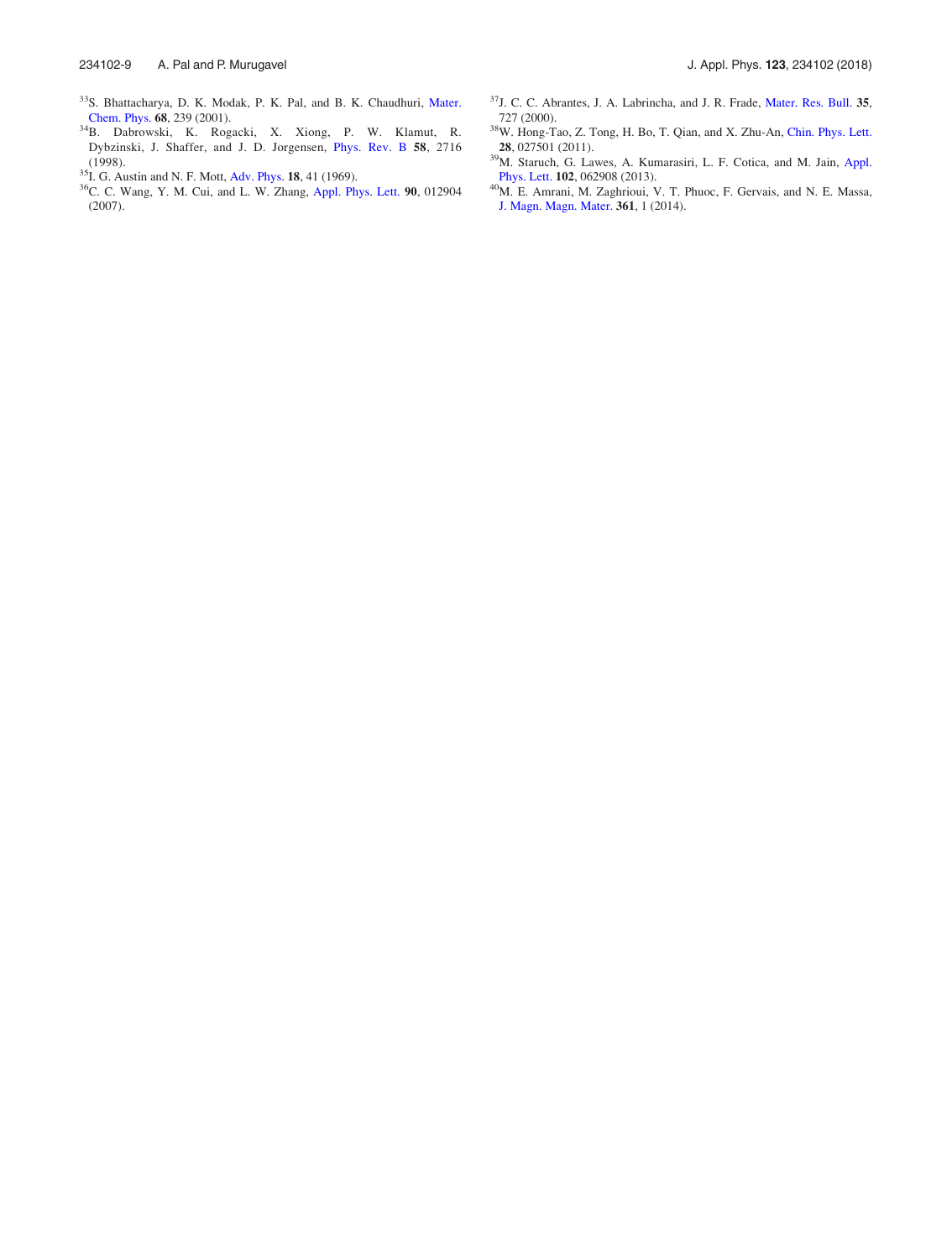[33] S. Bhattacharya, D. K. Modak, P. K. Pal, and B. K. Chaudhuri, Mater. Chem. Phys. **68**, 239 (2001).

[34] B. Dabrowski, K. Rogacki, X. Xiong, P. W. Klamut, R. Dybzinski, J. Shaffer, and J. D. Jorgensen, Phys. Rev. B **58**, 2716 (1998).

[35] I. G. Austin and N. F. Mott, Adv. Phys. **18**, 41 (1969).

[36] C. C. Wang, Y. M. Cui, and L. W. Zhang, Appl. Phys. Lett. **90**, 012904 (2007).

[37] J. C. C. Abrantes, J. A. Labrincha, and J. R. Frade, Mater. Res. Bull. **35**, 727 (2000).

[38] W. Hong-Tao, Z. Tong, H. Bo, T. Qian, and X. Zhu-An, Chin. Phys. Lett. **28**, 027501 (2011).

[39] M. Staruch, G. Lawes, A. Kumarasiri, L. F. Cotica, and M. Jain, Appl. Phys. Lett. **102**, 062908 (2013).

[40] M. E. Amrani, M. Zaghrioui, V. T. Phuoc, F. Gervais, and N. E. Massa, J. Magn. Magn. Mater. **361**, 1 (2014).